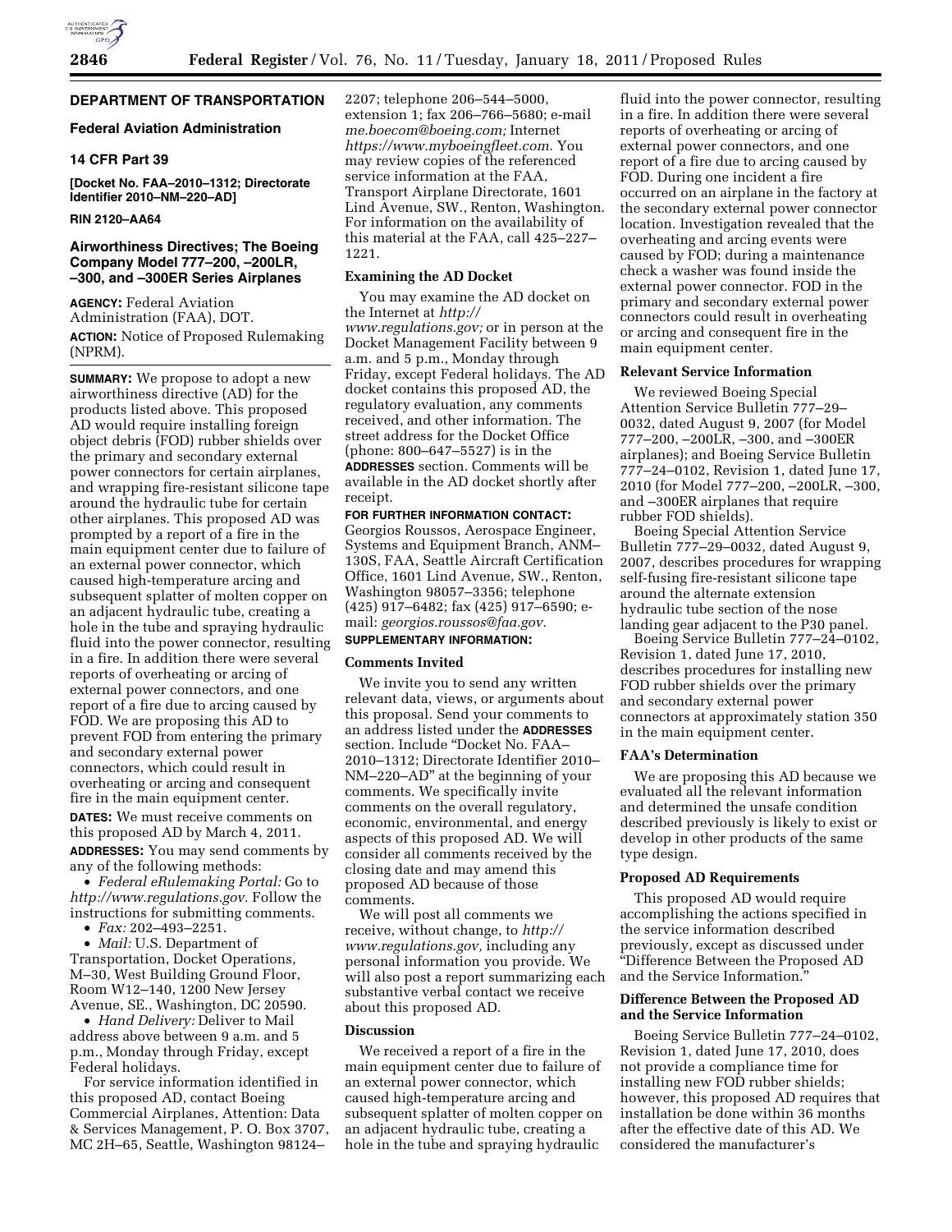## DEPARTMENT OF TRANSPORTATION

### Federal Aviation Administration

### 14 CFR Part 39

**[Docket No. FAA–2010–1312; Directorate Identifier 2010–NM–220–AD]**

**RIN 2120–AA64**

## Airworthiness Directives; The Boeing Company Model 777–200, –200LR, –300, and –300ER Series Airplanes

**AGENCY:** Federal Aviation Administration (FAA), DOT.

**ACTION:** Notice of Proposed Rulemaking (NPRM).

**SUMMARY:** We propose to adopt a new airworthiness directive (AD) for the products listed above. This proposed AD would require installing foreign object debris (FOD) rubber shields over the primary and secondary external power connectors for certain airplanes, and wrapping fire-resistant silicone tape around the hydraulic tube for certain other airplanes. This proposed AD was prompted by a report of a fire in the main equipment center due to failure of an external power connector, which caused high-temperature arcing and subsequent splatter of molten copper on an adjacent hydraulic tube, creating a hole in the tube and spraying hydraulic fluid into the power connector, resulting in a fire. In addition there were several reports of overheating or arcing of external power connectors, and one report of a fire due to arcing caused by FOD. We are proposing this AD to prevent FOD from entering the primary and secondary external power connectors, which could result in overheating or arcing and consequent fire in the main equipment center.

**DATES:** We must receive comments on this proposed AD by March 4, 2011.

**ADDRESSES:** You may send comments by any of the following methods:

- *Federal eRulemaking Portal:* Go to *http://www.regulations.gov.* Follow the instructions for submitting comments.
- *Fax:* 202–493–2251.
- *Mail:* U.S. Department of Transportation, Docket Operations, M–30, West Building Ground Floor, Room W12–140, 1200 New Jersey Avenue, SE., Washington, DC 20590.
- *Hand Delivery:* Deliver to Mail address above between 9 a.m. and 5 p.m., Monday through Friday, except Federal holidays.

For service information identified in this proposed AD, contact Boeing Commercial Airplanes, Attention: Data & Services Management, P. O. Box 3707, MC 2H–65, Seattle, Washington 98124–2207; telephone 206–544–5000, extension 1; fax 206–766–5680; e-mail *me.boecom@boeing.com;* Internet *https://www.myboeingfleet.com.* You may review copies of the referenced service information at the FAA, Transport Airplane Directorate, 1601 Lind Avenue, SW., Renton, Washington. For information on the availability of this material at the FAA, call 425–227–1221.

### Examining the AD Docket

You may examine the AD docket on the Internet at *http://www.regulations.gov;* or in person at the Docket Management Facility between 9 a.m. and 5 p.m., Monday through Friday, except Federal holidays. The AD docket contains this proposed AD, the regulatory evaluation, any comments received, and other information. The street address for the Docket Office (phone: 800–647–5527) is in the **ADDRESSES** section. Comments will be available in the AD docket shortly after receipt.

**FOR FURTHER INFORMATION CONTACT:** Georgios Roussos, Aerospace Engineer, Systems and Equipment Branch, ANM–130S, FAA, Seattle Aircraft Certification Office, 1601 Lind Avenue, SW., Renton, Washington 98057–3356; telephone (425) 917–6482; fax (425) 917–6590; e-mail: *georgios.roussos@faa.gov.*

**SUPPLEMENTARY INFORMATION:**

### Comments Invited

We invite you to send any written relevant data, views, or arguments about this proposal. Send your comments to an address listed under the **ADDRESSES** section. Include "Docket No. FAA–2010–1312; Directorate Identifier 2010–NM–220–AD" at the beginning of your comments. We specifically invite comments on the overall regulatory, economic, environmental, and energy aspects of this proposed AD. We will consider all comments received by the closing date and may amend this proposed AD because of those comments.

We will post all comments we receive, without change, to *http://www.regulations.gov,* including any personal information you provide. We will also post a report summarizing each substantive verbal contact we receive about this proposed AD.

### Discussion

We received a report of a fire in the main equipment center due to failure of an external power connector, which caused high-temperature arcing and subsequent splatter of molten copper on an adjacent hydraulic tube, creating a hole in the tube and spraying hydraulic fluid into the power connector, resulting in a fire. In addition there were several reports of overheating or arcing of external power connectors, and one report of a fire due to arcing caused by FOD. During one incident a fire occurred on an airplane in the factory at the secondary external power connector location. Investigation revealed that the overheating and arcing events were caused by FOD; during a maintenance check a washer was found inside the external power connector. FOD in the primary and secondary external power connectors could result in overheating or arcing and consequent fire in the main equipment center.

### Relevant Service Information

We reviewed Boeing Special Attention Service Bulletin 777–29–0032, dated August 9, 2007 (for Model 777–200, –200LR, –300, and –300ER airplanes); and Boeing Service Bulletin 777–24–0102, Revision 1, dated June 17, 2010 (for Model 777–200, –200LR, –300, and –300ER airplanes that require rubber FOD shields).

Boeing Special Attention Service Bulletin 777–29–0032, dated August 9, 2007, describes procedures for wrapping self-fusing fire-resistant silicone tape around the alternate extension hydraulic tube section of the nose landing gear adjacent to the P30 panel.

Boeing Service Bulletin 777–24–0102, Revision 1, dated June 17, 2010, describes procedures for installing new FOD rubber shields over the primary and secondary external power connectors at approximately station 350 in the main equipment center.

### FAA's Determination

We are proposing this AD because we evaluated all the relevant information and determined the unsafe condition described previously is likely to exist or develop in other products of the same type design.

### Proposed AD Requirements

This proposed AD would require accomplishing the actions specified in the service information described previously, except as discussed under "Difference Between the Proposed AD and the Service Information."

### Difference Between the Proposed AD and the Service Information

Boeing Service Bulletin 777–24–0102, Revision 1, dated June 17, 2010, does not provide a compliance time for installing new FOD rubber shields; however, this proposed AD requires that installation be done within 36 months after the effective date of this AD. We considered the manufacturer's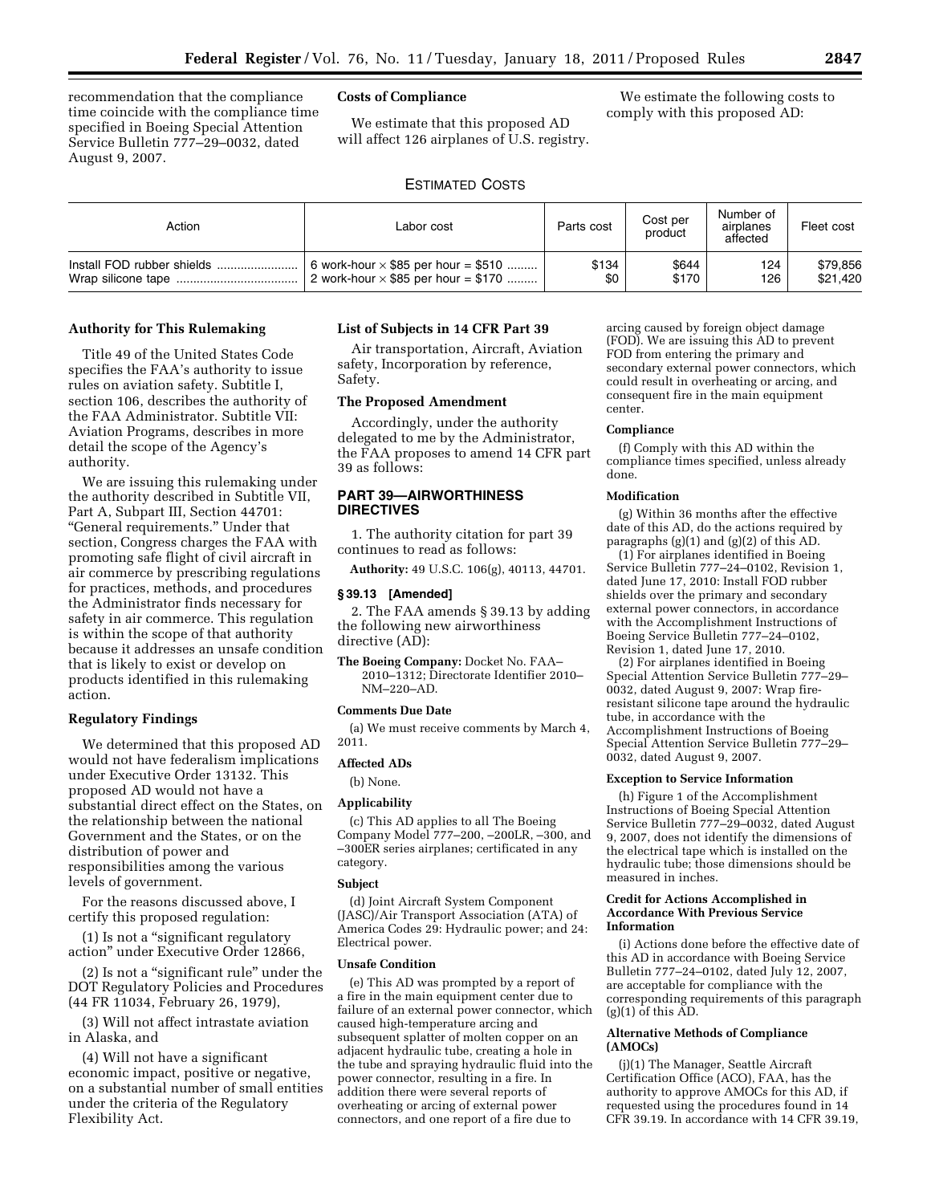recommendation that the compliance time coincide with the compliance time specified in Boeing Special Attention Service Bulletin 777–29–0032, dated August 9, 2007.

**Costs of Compliance**

We estimate that this proposed AD will affect 126 airplanes of U.S. registry.

We estimate the following costs to comply with this proposed AD:

ESTIMATED COSTS

| Action | Labor cost | Parts cost | Cost per product | Number of airplanes affected | Fleet cost |
|---|---|---|---|---|---|
| Install FOD rubber shields | 6 work-hour × $85 per hour = $510 | $134 | $644 | 124 | $79,856 |
| Wrap silicone tape | 2 work-hour × $85 per hour = $170 | $0 | $170 | 126 | $21,420 |

**Authority for This Rulemaking**

Title 49 of the United States Code specifies the FAA's authority to issue rules on aviation safety. Subtitle I, section 106, describes the authority of the FAA Administrator. Subtitle VII: Aviation Programs, describes in more detail the scope of the Agency's authority.

We are issuing this rulemaking under the authority described in Subtitle VII, Part A, Subpart III, Section 44701: "General requirements." Under that section, Congress charges the FAA with promoting safe flight of civil aircraft in air commerce by prescribing regulations for practices, methods, and procedures the Administrator finds necessary for safety in air commerce. This regulation is within the scope of that authority because it addresses an unsafe condition that is likely to exist or develop on products identified in this rulemaking action.

**Regulatory Findings**

We determined that this proposed AD would not have federalism implications under Executive Order 13132. This proposed AD would not have a substantial direct effect on the States, on the relationship between the national Government and the States, or on the distribution of power and responsibilities among the various levels of government.

For the reasons discussed above, I certify this proposed regulation:

(1) Is not a "significant regulatory action" under Executive Order 12866,

(2) Is not a "significant rule" under the DOT Regulatory Policies and Procedures (44 FR 11034, February 26, 1979),

(3) Will not affect intrastate aviation in Alaska, and

(4) Will not have a significant economic impact, positive or negative, on a substantial number of small entities under the criteria of the Regulatory Flexibility Act.

**List of Subjects in 14 CFR Part 39**

Air transportation, Aircraft, Aviation safety, Incorporation by reference, Safety.

**The Proposed Amendment**

Accordingly, under the authority delegated to me by the Administrator, the FAA proposes to amend 14 CFR part 39 as follows:

**PART 39—AIRWORTHINESS DIRECTIVES**

1. The authority citation for part 39 continues to read as follows:

**Authority:** 49 U.S.C. 106(g), 40113, 44701.

**§ 39.13 [Amended]**

2. The FAA amends § 39.13 by adding the following new airworthiness directive (AD):

**The Boeing Company:** Docket No. FAA–2010–1312; Directorate Identifier 2010–NM–220–AD.

**Comments Due Date**

(a) We must receive comments by March 4, 2011.

**Affected ADs**

(b) None.

**Applicability**

(c) This AD applies to all The Boeing Company Model 777–200, –200LR, –300, and –300ER series airplanes; certificated in any category.

**Subject**

(d) Joint Aircraft System Component (JASC)/Air Transport Association (ATA) of America Codes 29: Hydraulic power; and 24: Electrical power.

**Unsafe Condition**

(e) This AD was prompted by a report of a fire in the main equipment center due to failure of an external power connector, which caused high-temperature arcing and subsequent splatter of molten copper on an adjacent hydraulic tube, creating a hole in the tube and spraying hydraulic fluid into the power connector, resulting in a fire. In addition there were several reports of overheating or arcing of external power connectors, and one report of a fire due to arcing caused by foreign object damage (FOD). We are issuing this AD to prevent FOD from entering the primary and secondary external power connectors, which could result in overheating or arcing, and consequent fire in the main equipment center.

**Compliance**

(f) Comply with this AD within the compliance times specified, unless already done.

**Modification**

(g) Within 36 months after the effective date of this AD, do the actions required by paragraphs (g)(1) and (g)(2) of this AD.

(1) For airplanes identified in Boeing Service Bulletin 777–24–0102, Revision 1, dated June 17, 2010: Install FOD rubber shields over the primary and secondary external power connectors, in accordance with the Accomplishment Instructions of Boeing Service Bulletin 777–24–0102, Revision 1, dated June 17, 2010.

(2) For airplanes identified in Boeing Special Attention Service Bulletin 777–29–0032, dated August 9, 2007: Wrap fire-resistant silicone tape around the hydraulic tube, in accordance with the Accomplishment Instructions of Boeing Special Attention Service Bulletin 777–29–0032, dated August 9, 2007.

**Exception to Service Information**

(h) Figure 1 of the Accomplishment Instructions of Boeing Special Attention Service Bulletin 777–29–0032, dated August 9, 2007, does not identify the dimensions of the electrical tape which is installed on the hydraulic tube; those dimensions should be measured in inches.

**Credit for Actions Accomplished in Accordance With Previous Service Information**

(i) Actions done before the effective date of this AD in accordance with Boeing Service Bulletin 777–24–0102, dated July 12, 2007, are acceptable for compliance with the corresponding requirements of this paragraph (g)(1) of this AD.

**Alternative Methods of Compliance (AMOCs)**

(j)(1) The Manager, Seattle Aircraft Certification Office (ACO), FAA, has the authority to approve AMOCs for this AD, if requested using the procedures found in 14 CFR 39.19. In accordance with 14 CFR 39.19,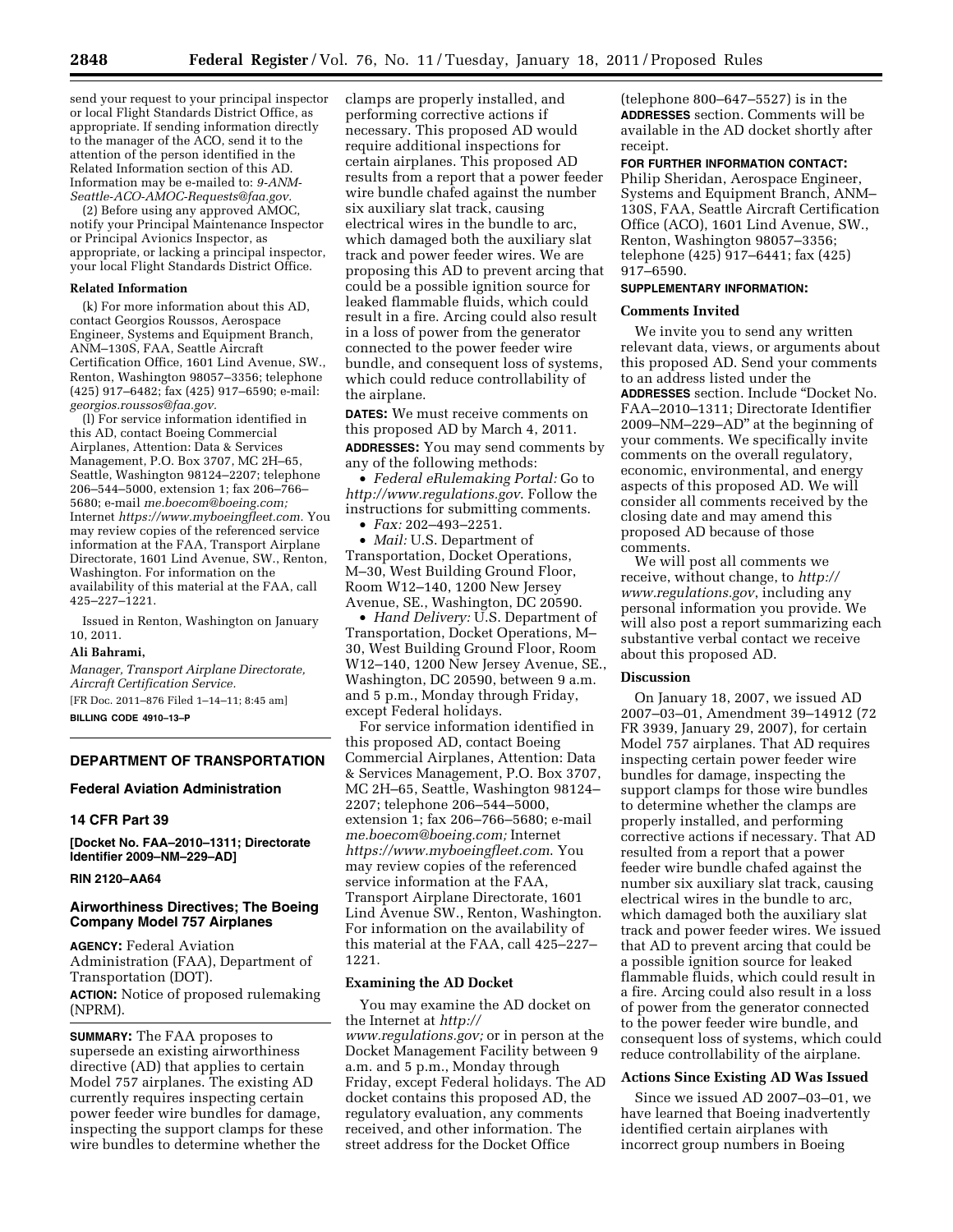send your request to your principal inspector or local Flight Standards District Office, as appropriate. If sending information directly to the manager of the ACO, send it to the attention of the person identified in the Related Information section of this AD. Information may be e-mailed to: *9-ANM-Seattle-ACO-AMOC-Requests@faa.gov.*

(2) Before using any approved AMOC, notify your Principal Maintenance Inspector or Principal Avionics Inspector, as appropriate, or lacking a principal inspector, your local Flight Standards District Office.

**Related Information**

(k) For more information about this AD, contact Georgios Roussos, Aerospace Engineer, Systems and Equipment Branch, ANM–130S, FAA, Seattle Aircraft Certification Office, 1601 Lind Avenue, SW., Renton, Washington 98057–3356; telephone (425) 917–6482; fax (425) 917–6590; e-mail: *georgios.roussos@faa.gov.*

(l) For service information identified in this AD, contact Boeing Commercial Airplanes, Attention: Data & Services Management, P.O. Box 3707, MC 2H–65, Seattle, Washington 98124–2207; telephone 206–544–5000, extension 1; fax 206–766–5680; e-mail *me.boecom@boeing.com;* Internet *https://www.myboeingfleet.com.* You may review copies of the referenced service information at the FAA, Transport Airplane Directorate, 1601 Lind Avenue, SW., Renton, Washington. For information on the availability of this material at the FAA, call 425–227–1221.

Issued in Renton, Washington on January 10, 2011.

**Ali Bahrami,**

*Manager, Transport Airplane Directorate, Aircraft Certification Service.*

[FR Doc. 2011–876 Filed 1–14–11; 8:45 am]

**BILLING CODE 4910–13–P**

---

## DEPARTMENT OF TRANSPORTATION

### Federal Aviation Administration

### 14 CFR Part 39

**[Docket No. FAA–2010–1311; Directorate Identifier 2009–NM–229–AD]**

**RIN 2120–AA64**

## Airworthiness Directives; The Boeing Company Model 757 Airplanes

**AGENCY:** Federal Aviation Administration (FAA), Department of Transportation (DOT).

**ACTION:** Notice of proposed rulemaking (NPRM).

**SUMMARY:** The FAA proposes to supersede an existing airworthiness directive (AD) that applies to certain Model 757 airplanes. The existing AD currently requires inspecting certain power feeder wire bundles for damage, inspecting the support clamps for these wire bundles to determine whether the clamps are properly installed, and performing corrective actions if necessary. This proposed AD would require additional inspections for certain airplanes. This proposed AD results from a report that a power feeder wire bundle chafed against the number six auxiliary slat track, causing electrical wires in the bundle to arc, which damaged both the auxiliary slat track and power feeder wires. We are proposing this AD to prevent arcing that could be a possible ignition source for leaked flammable fluids, which could result in a fire. Arcing could also result in a loss of power from the generator connected to the power feeder wire bundle, and consequent loss of systems, which could reduce controllability of the airplane.

**DATES:** We must receive comments on this proposed AD by March 4, 2011.

**ADDRESSES:** You may send comments by any of the following methods:

- *Federal eRulemaking Portal:* Go to *http://www.regulations.gov*. Follow the instructions for submitting comments.
- *Fax:* 202–493–2251.
- *Mail:* U.S. Department of Transportation, Docket Operations, M–30, West Building Ground Floor, Room W12–140, 1200 New Jersey Avenue, SE., Washington, DC 20590.
- *Hand Delivery:* U.S. Department of Transportation, Docket Operations, M–30, West Building Ground Floor, Room W12–140, 1200 New Jersey Avenue, SE., Washington, DC 20590, between 9 a.m. and 5 p.m., Monday through Friday, except Federal holidays.

For service information identified in this proposed AD, contact Boeing Commercial Airplanes, Attention: Data & Services Management, P.O. Box 3707, MC 2H–65, Seattle, Washington 98124–2207; telephone 206–544–5000, extension 1; fax 206–766–5680; e-mail *me.boecom@boeing.com;* Internet *https://www.myboeingfleet.com.* You may review copies of the referenced service information at the FAA, Transport Airplane Directorate, 1601 Lind Avenue SW., Renton, Washington. For information on the availability of this material at the FAA, call 425–227–1221.

### Examining the AD Docket

You may examine the AD docket on the Internet at *http://www.regulations.gov;* or in person at the Docket Management Facility between 9 a.m. and 5 p.m., Monday through Friday, except Federal holidays. The AD docket contains this proposed AD, the regulatory evaluation, any comments received, and other information. The street address for the Docket Office (telephone 800–647–5527) is in the **ADDRESSES** section. Comments will be available in the AD docket shortly after receipt.

**FOR FURTHER INFORMATION CONTACT:** Philip Sheridan, Aerospace Engineer, Systems and Equipment Branch, ANM–130S, FAA, Seattle Aircraft Certification Office (ACO), 1601 Lind Avenue, SW., Renton, Washington 98057–3356; telephone (425) 917–6441; fax (425) 917–6590.

**SUPPLEMENTARY INFORMATION:**

### Comments Invited

We invite you to send any written relevant data, views, or arguments about this proposed AD. Send your comments to an address listed under the **ADDRESSES** section. Include "Docket No. FAA–2010–1311; Directorate Identifier 2009–NM–229–AD" at the beginning of your comments. We specifically invite comments on the overall regulatory, economic, environmental, and energy aspects of this proposed AD. We will consider all comments received by the closing date and may amend this proposed AD because of those comments.

We will post all comments we receive, without change, to *http://www.regulations.gov*, including any personal information you provide. We will also post a report summarizing each substantive verbal contact we receive about this proposed AD.

### Discussion

On January 18, 2007, we issued AD 2007–03–01, Amendment 39–14912 (72 FR 3939, January 29, 2007), for certain Model 757 airplanes. That AD requires inspecting certain power feeder wire bundles for damage, inspecting the support clamps for those wire bundles to determine whether the clamps are properly installed, and performing corrective actions if necessary. That AD resulted from a report that a power feeder wire bundle chafed against the number six auxiliary slat track, causing electrical wires in the bundle to arc, which damaged both the auxiliary slat track and power feeder wires. We issued that AD to prevent arcing that could be a possible ignition source for leaked flammable fluids, which could result in a fire. Arcing could also result in a loss of power from the generator connected to the power feeder wire bundle, and consequent loss of systems, which could reduce controllability of the airplane.

### Actions Since Existing AD Was Issued

Since we issued AD 2007–03–01, we have learned that Boeing inadvertently identified certain airplanes with incorrect group numbers in Boeing